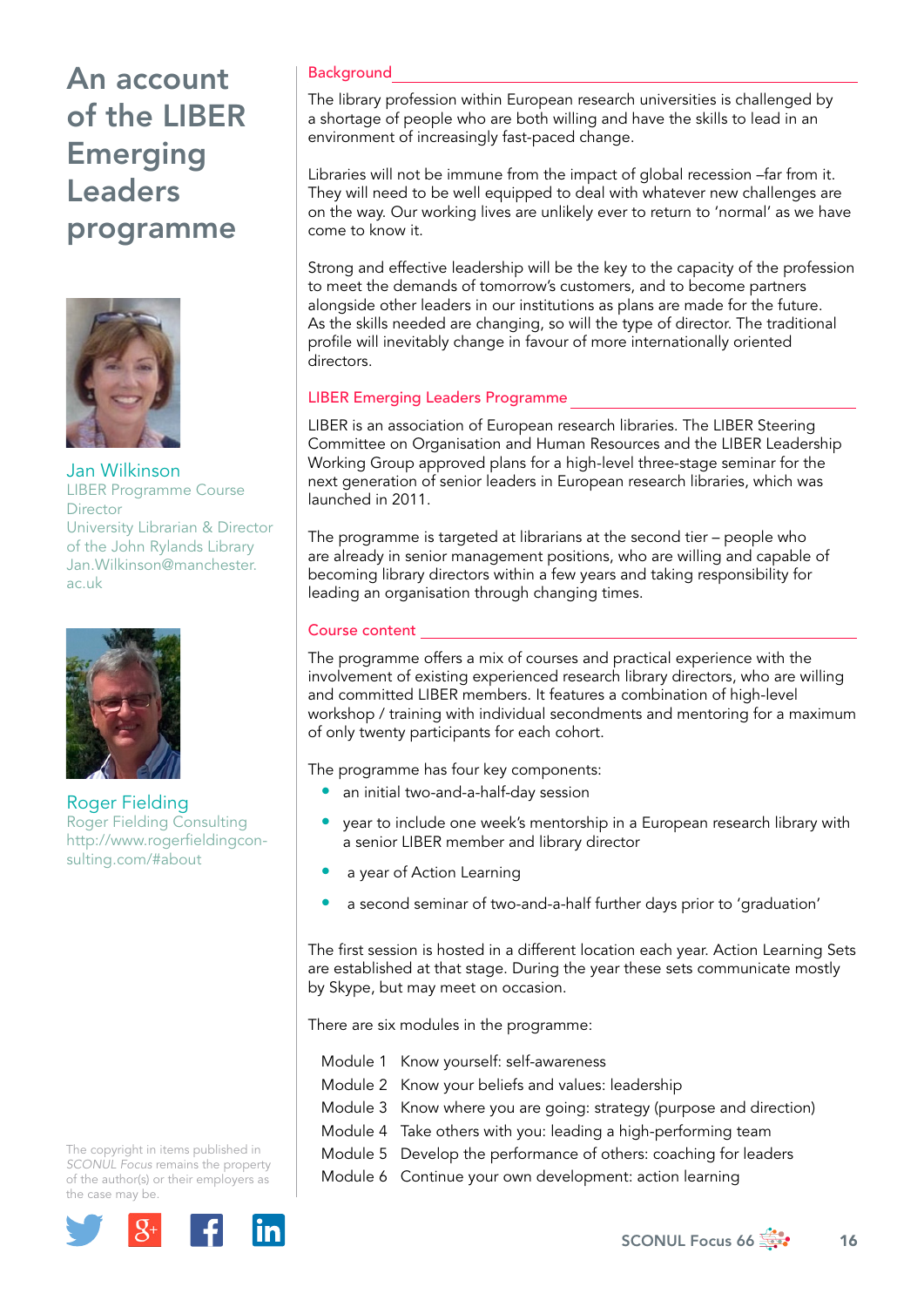# An account of the LIBER Emerging Leaders programme

**Jan Wilkinson**
LIBER Programme Course Director
University Librarian & Director of the John Rylands Library
Jan.Wilkinson@manchester.ac.uk

**Roger Fielding**
Roger Fielding Consulting
http://www.rogerfieldingconsulting.com/#about

The copyright in items published in *SCONUL Focus* remains the property of the author(s) or their employers as the case may be.

## Background

The library profession within European research universities is challenged by a shortage of people who are both willing and have the skills to lead in an environment of increasingly fast-paced change.

Libraries will not be immune from the impact of global recession –far from it. They will need to be well equipped to deal with whatever new challenges are on the way. Our working lives are unlikely ever to return to 'normal' as we have come to know it.

Strong and effective leadership will be the key to the capacity of the profession to meet the demands of tomorrow's customers, and to become partners alongside other leaders in our institutions as plans are made for the future. As the skills needed are changing, so will the type of director. The traditional profile will inevitably change in favour of more internationally oriented directors.

## LIBER Emerging Leaders Programme

LIBER is an association of European research libraries. The LIBER Steering Committee on Organisation and Human Resources and the LIBER Leadership Working Group approved plans for a high-level three-stage seminar for the next generation of senior leaders in European research libraries, which was launched in 2011.

The programme is targeted at librarians at the second tier – people who are already in senior management positions, who are willing and capable of becoming library directors within a few years and taking responsibility for leading an organisation through changing times.

## Course content

The programme offers a mix of courses and practical experience with the involvement of existing experienced research library directors, who are willing and committed LIBER members. It features a combination of high-level workshop / training with individual secondments and mentoring for a maximum of only twenty participants for each cohort.

The programme has four key components:

- an initial two-and-a-half-day session
- year to include one week's mentorship in a European research library with a senior LIBER member and library director
- a year of Action Learning
- a second seminar of two-and-a-half further days prior to 'graduation'

The first session is hosted in a different location each year. Action Learning Sets are established at that stage. During the year these sets communicate mostly by Skype, but may meet on occasion.

There are six modules in the programme:

Module 1 Know yourself: self-awareness
Module 2 Know your beliefs and values: leadership
Module 3 Know where you are going: strategy (purpose and direction)
Module 4 Take others with you: leading a high-performing team
Module 5 Develop the performance of others: coaching for leaders
Module 6 Continue your own development: action learning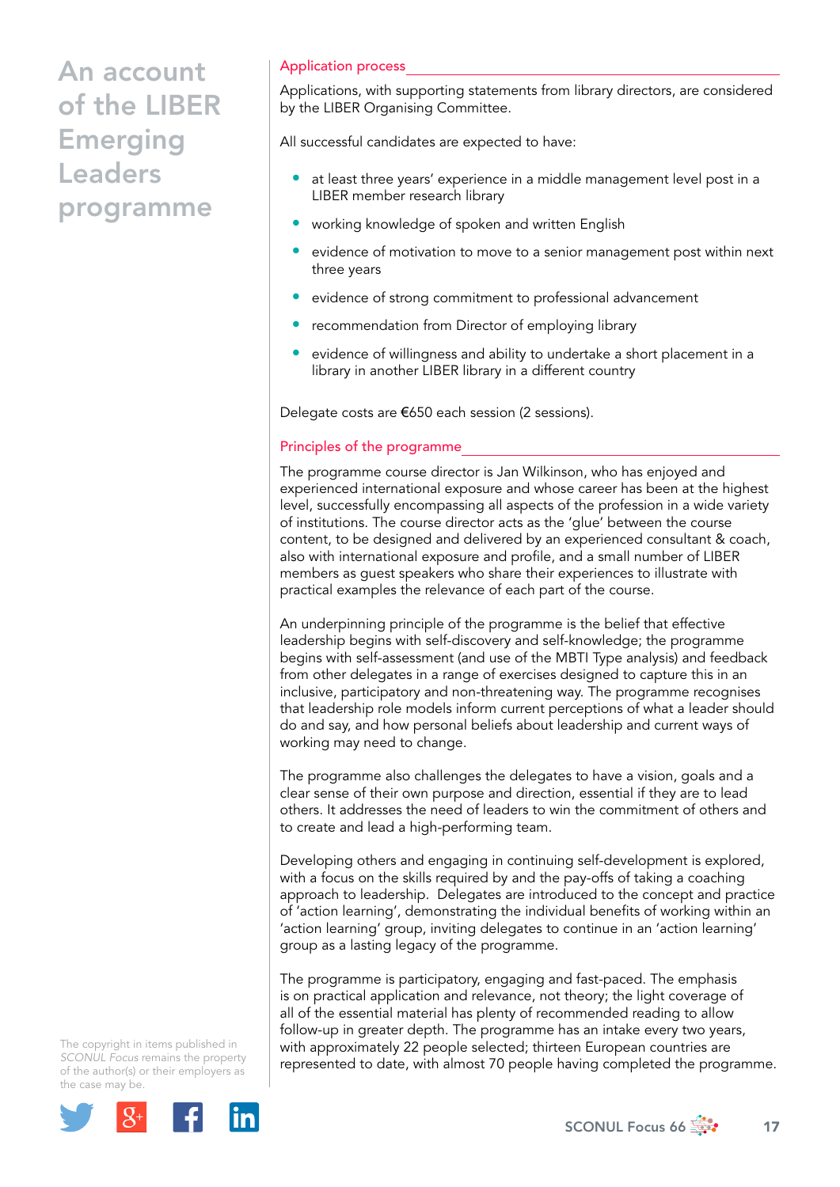## Application process

Applications, with supporting statements from library directors, are considered by the LIBER Organising Committee.

All successful candidates are expected to have:

- at least three years' experience in a middle management level post in a LIBER member research library
- working knowledge of spoken and written English
- evidence of motivation to move to a senior management post within next three years
- evidence of strong commitment to professional advancement
- recommendation from Director of employing library
- evidence of willingness and ability to undertake a short placement in a library in another LIBER library in a different country

Delegate costs are €650 each session (2 sessions).

## Principles of the programme

The programme course director is Jan Wilkinson, who has enjoyed and experienced international exposure and whose career has been at the highest level, successfully encompassing all aspects of the profession in a wide variety of institutions. The course director acts as the 'glue' between the course content, to be designed and delivered by an experienced consultant & coach, also with international exposure and profile, and a small number of LIBER members as guest speakers who share their experiences to illustrate with practical examples the relevance of each part of the course.

An underpinning principle of the programme is the belief that effective leadership begins with self-discovery and self-knowledge; the programme begins with self-assessment (and use of the MBTI Type analysis) and feedback from other delegates in a range of exercises designed to capture this in an inclusive, participatory and non-threatening way. The programme recognises that leadership role models inform current perceptions of what a leader should do and say, and how personal beliefs about leadership and current ways of working may need to change.

The programme also challenges the delegates to have a vision, goals and a clear sense of their own purpose and direction, essential if they are to lead others. It addresses the need of leaders to win the commitment of others and to create and lead a high-performing team.

Developing others and engaging in continuing self-development is explored, with a focus on the skills required by and the pay-offs of taking a coaching approach to leadership. Delegates are introduced to the concept and practice of 'action learning', demonstrating the individual benefits of working within an 'action learning' group, inviting delegates to continue in an 'action learning' group as a lasting legacy of the programme.

The programme is participatory, engaging and fast-paced. The emphasis is on practical application and relevance, not theory; the light coverage of all of the essential material has plenty of recommended reading to allow follow-up in greater depth. The programme has an intake every two years, with approximately 22 people selected; thirteen European countries are represented to date, with almost 70 people having completed the programme.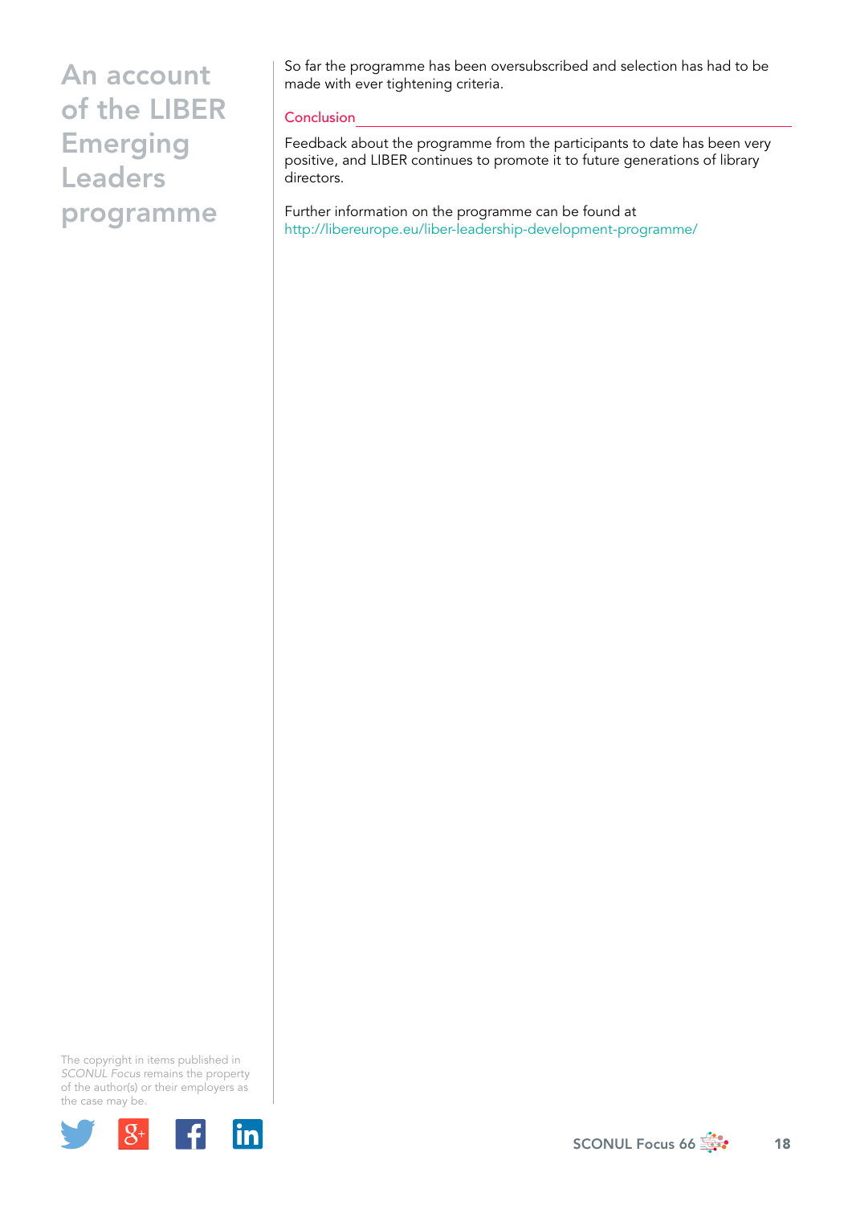So far the programme has been oversubscribed and selection has had to be made with ever tightening criteria.

## Conclusion

Feedback about the programme from the participants to date has been very positive, and LIBER continues to promote it to future generations of library directors.

Further information on the programme can be found at http://libereurope.eu/liber-leadership-development-programme/

The copyright in items published in *SCONUL Focus* remains the property of the author(s) or their employers as the case may be.